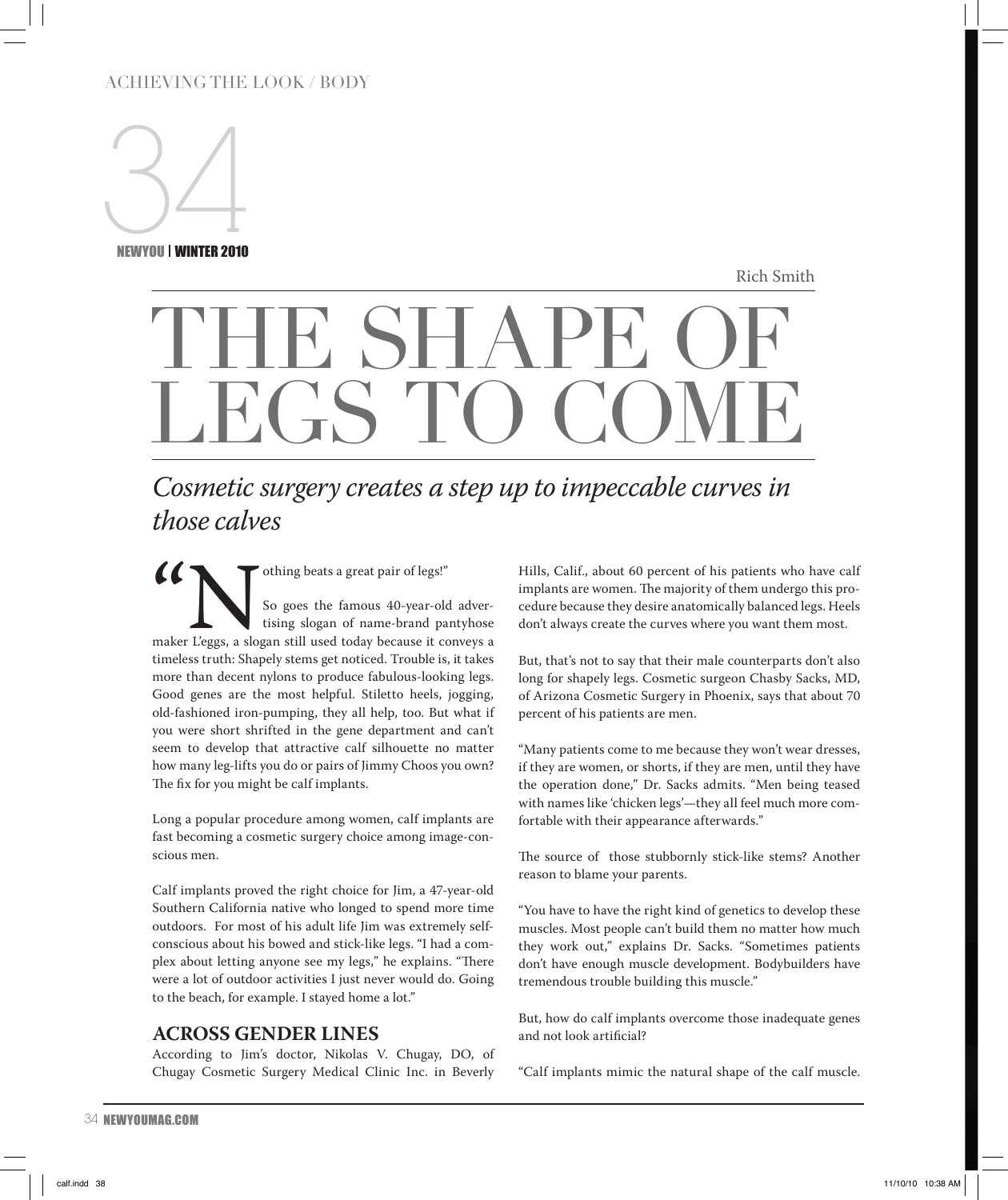Rich Smith

# THE SHAPE OF LEGS TO COME

*Cosmetic surgery creates a step up to impeccable curves in those calves*

"Nothing beats a great pair of legs!"

So goes the famous 40-year-old advertising slogan of name-brand pantyhose maker L'eggs, a slogan still used today because it conveys a timeless truth: Shapely stems get noticed. Trouble is, it takes more than decent nylons to produce fabulous-looking legs. Good genes are the most helpful. Stiletto heels, jogging, old-fashioned iron-pumping, they all help, too. But what if you were short shrifted in the gene department and can't seem to develop that attractive calf silhouette no matter how many leg-lifts you do or pairs of Jimmy Choos you own? The fix for you might be calf implants.

Long a popular procedure among women, calf implants are fast becoming a cosmetic surgery choice among image-conscious men.

Calf implants proved the right choice for Jim, a 47-year-old Southern California native who longed to spend more time outdoors. For most of his adult life Jim was extremely self-conscious about his bowed and stick-like legs. "I had a complex about letting anyone see my legs," he explains. "There were a lot of outdoor activities I just never would do. Going to the beach, for example. I stayed home a lot."

## ACROSS GENDER LINES

According to Jim's doctor, Nikolas V. Chugay, DO, of Chugay Cosmetic Surgery Medical Clinic Inc. in Beverly Hills, Calif., about 60 percent of his patients who have calf implants are women. The majority of them undergo this procedure because they desire anatomically balanced legs. Heels don't always create the curves where you want them most.

But, that's not to say that their male counterparts don't also long for shapely legs. Cosmetic surgeon Chasby Sacks, MD, of Arizona Cosmetic Surgery in Phoenix, says that about 70 percent of his patients are men.

"Many patients come to me because they won't wear dresses, if they are women, or shorts, if they are men, until they have the operation done," Dr. Sacks admits. "Men being teased with names like 'chicken legs'—they all feel much more comfortable with their appearance afterwards."

The source of those stubbornly stick-like stems? Another reason to blame your parents.

"You have to have the right kind of genetics to develop these muscles. Most people can't build them no matter how much they work out," explains Dr. Sacks. "Sometimes patients don't have enough muscle development. Bodybuilders have tremendous trouble building this muscle."

But, how do calf implants overcome those inadequate genes and not look artificial?

"Calf implants mimic the natural shape of the calf muscle.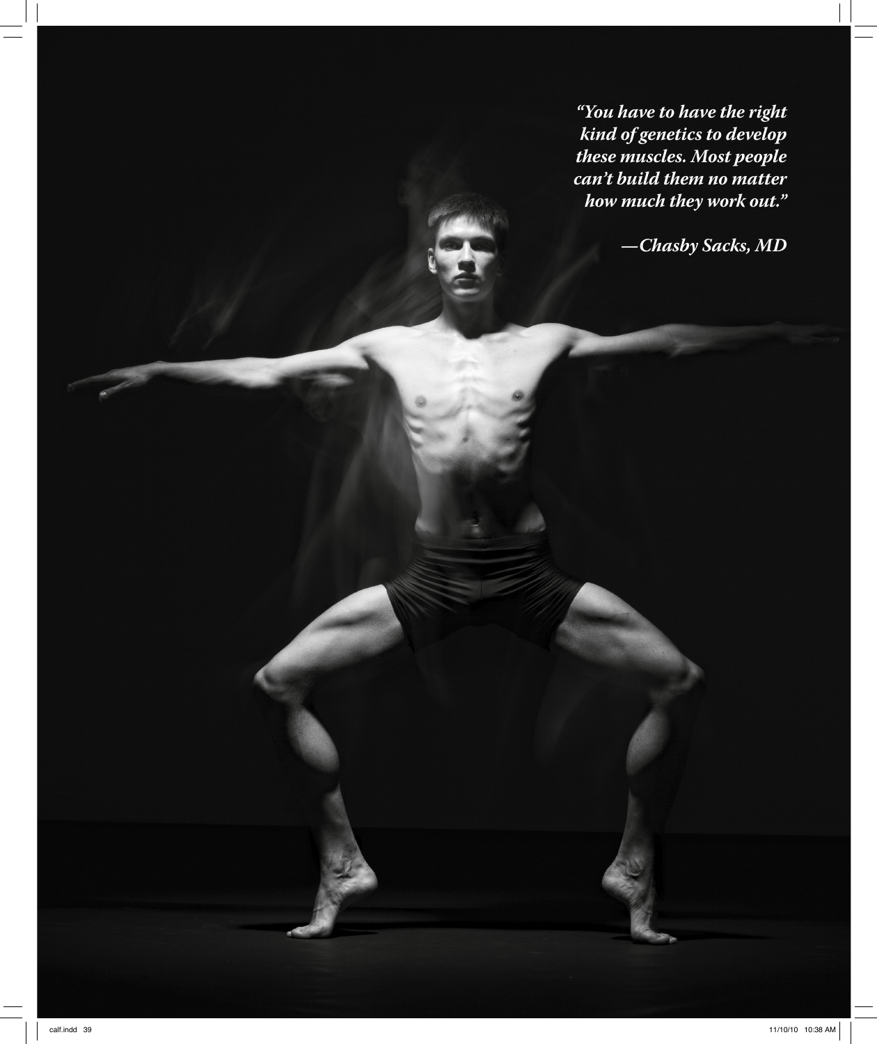*"You have to have the right kind of genetics to develop these muscles. Most people can't build them no matter how much they work out."*

*—Chasby Sacks, MD*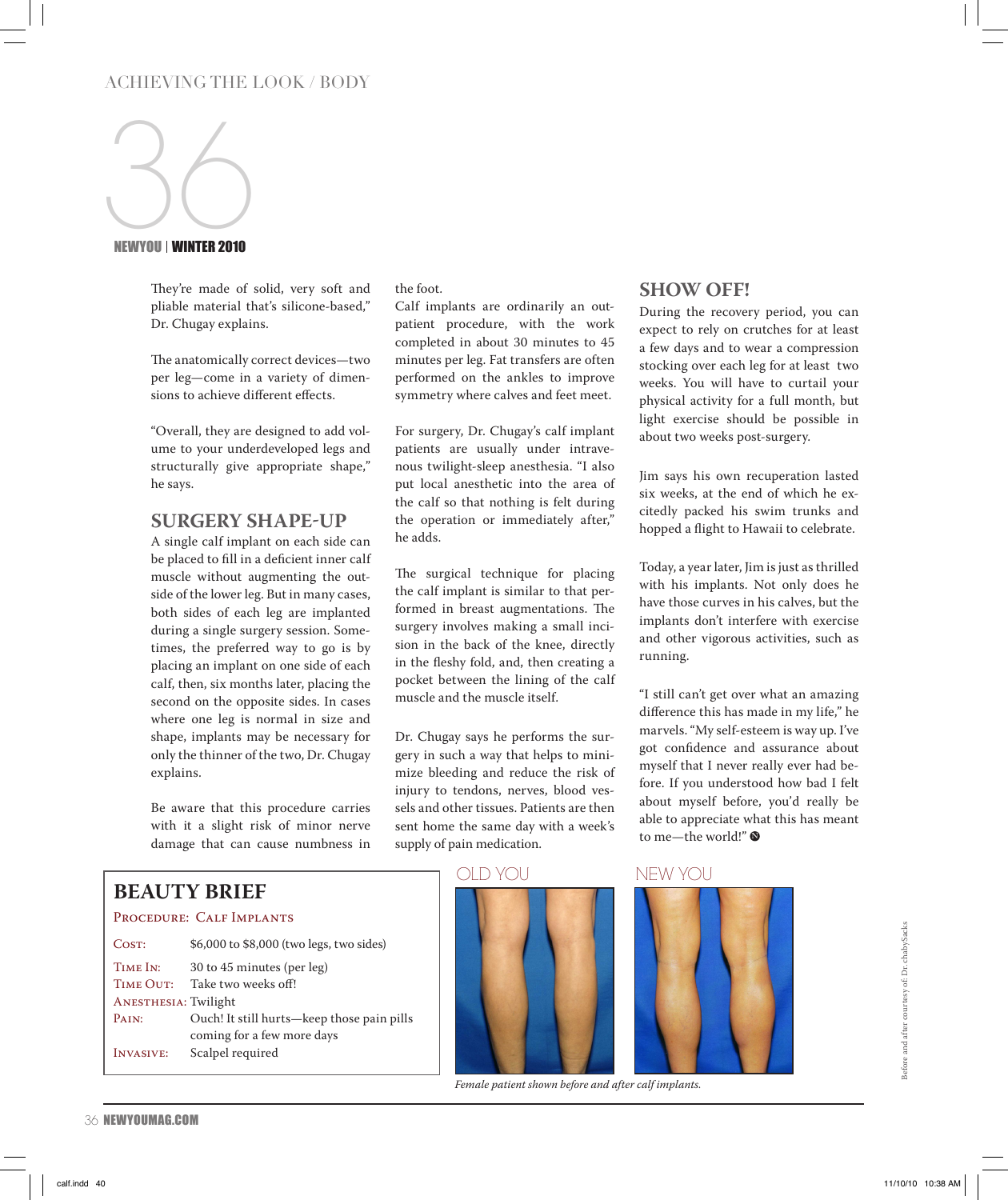ACHIEVING THE LOOK / BODY

They're made of solid, very soft and pliable material that's silicone-based," Dr. Chugay explains.

The anatomically correct devices—two per leg—come in a variety of dimensions to achieve different effects.

"Overall, they are designed to add volume to your underdeveloped legs and structurally give appropriate shape," he says.

## SURGERY SHAPE-UP

A single calf implant on each side can be placed to fill in a deficient inner calf muscle without augmenting the outside of the lower leg. But in many cases, both sides of each leg are implanted during a single surgery session. Sometimes, the preferred way to go is by placing an implant on one side of each calf, then, six months later, placing the second on the opposite sides. In cases where one leg is normal in size and shape, implants may be necessary for only the thinner of the two, Dr. Chugay explains.

Be aware that this procedure carries with it a slight risk of minor nerve damage that can cause numbness in the foot.

Calf implants are ordinarily an outpatient procedure, with the work completed in about 30 minutes to 45 minutes per leg. Fat transfers are often performed on the ankles to improve symmetry where calves and feet meet.

For surgery, Dr. Chugay's calf implant patients are usually under intravenous twilight-sleep anesthesia. "I also put local anesthetic into the area of the calf so that nothing is felt during the operation or immediately after," he adds.

The surgical technique for placing the calf implant is similar to that performed in breast augmentations. The surgery involves making a small incision in the back of the knee, directly in the fleshy fold, and, then creating a pocket between the lining of the calf muscle and the muscle itself.

Dr. Chugay says he performs the surgery in such a way that helps to minimize bleeding and reduce the risk of injury to tendons, nerves, blood vessels and other tissues. Patients are then sent home the same day with a week's supply of pain medication.

## SHOW OFF!

During the recovery period, you can expect to rely on crutches for at least a few days and to wear a compression stocking over each leg for at least two weeks. You will have to curtail your physical activity for a full month, but light exercise should be possible in about two weeks post-surgery.

Jim says his own recuperation lasted six weeks, at the end of which he excitedly packed his swim trunks and hopped a flight to Hawaii to celebrate.

Today, a year later, Jim is just as thrilled with his implants. Not only does he have those curves in his calves, but the implants don't interfere with exercise and other vigorous activities, such as running.

"I still can't get over what an amazing difference this has made in my life," he marvels. "My self-esteem is way up. I've got confidence and assurance about myself that I never really ever had before. If you understood how bad I felt about myself before, you'd really be able to appreciate what this has meant to me—the world!"

## BEAUTY BRIEF

PROCEDURE: CALF IMPLANTS

| | |
|---|---|
| COST: | $6,000 to $8,000 (two legs, two sides) |
| TIME IN: | 30 to 45 minutes (per leg) |
| TIME OUT: | Take two weeks off! |
| ANESTHESIA: | Twilight |
| PAIN: | Ouch! It still hurts—keep those pain pills coming for a few more days |
| INVASIVE: | Scalpel required |

OLD YOU

NEW YOU

*Female patient shown before and after calf implants.*

Before and after courtesy of: Dr. chabySacks